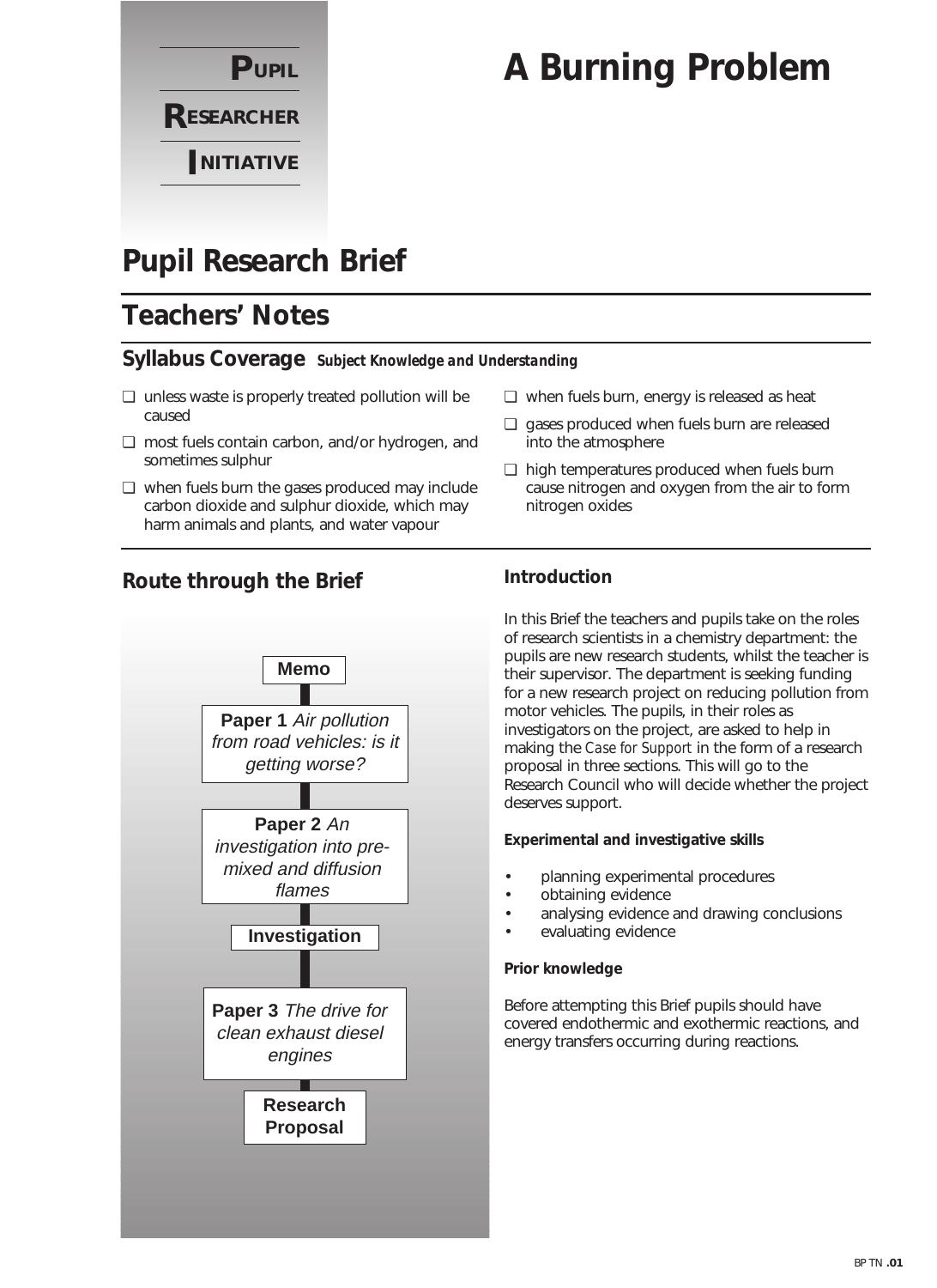**PUPIL RESEARCHER INITIATIVE**

# A Burning Problem

## Pupil Research Brief

## Teachers' Notes

### Syllabus Coverage *Subject Knowledge and Understanding*

- ❑ unless waste is properly treated pollution will be caused
- ❑ most fuels contain carbon, and/or hydrogen, and sometimes sulphur
- ❑ when fuels burn the gases produced may include carbon dioxide and sulphur dioxide, which may harm animals and plants, and water vapour
- ❑ when fuels burn, energy is released as heat
- ❑ gases produced when fuels burn are released into the atmosphere
- ❑ high temperatures produced when fuels burn cause nitrogen and oxygen from the air to form nitrogen oxides

### Route through the Brief

**Memo**

**Paper 1** *Air pollution from road vehicles: is it getting worse?*

**Paper 2** *An investigation into pre-mixed and diffusion flames*

**Investigation**

**Paper 3** *The drive for clean exhaust diesel engines*

**Research Proposal**

### Introduction

In this Brief the teachers and pupils take on the roles of research scientists in a chemistry department: the pupils are new research students, whilst the teacher is their supervisor. The department is seeking funding for a new research project on reducing pollution from motor vehicles. The pupils, in their roles as investigators on the project, are asked to help in making the *Case for Support* in the form of a research proposal in three sections. This will go to the Research Council who will decide whether the project deserves support.

**Experimental and investigative skills**

- planning experimental procedures
- obtaining evidence
- analysing evidence and drawing conclusions
- evaluating evidence

**Prior knowledge**

Before attempting this Brief pupils should have covered endothermic and exothermic reactions, and energy transfers occurring during reactions.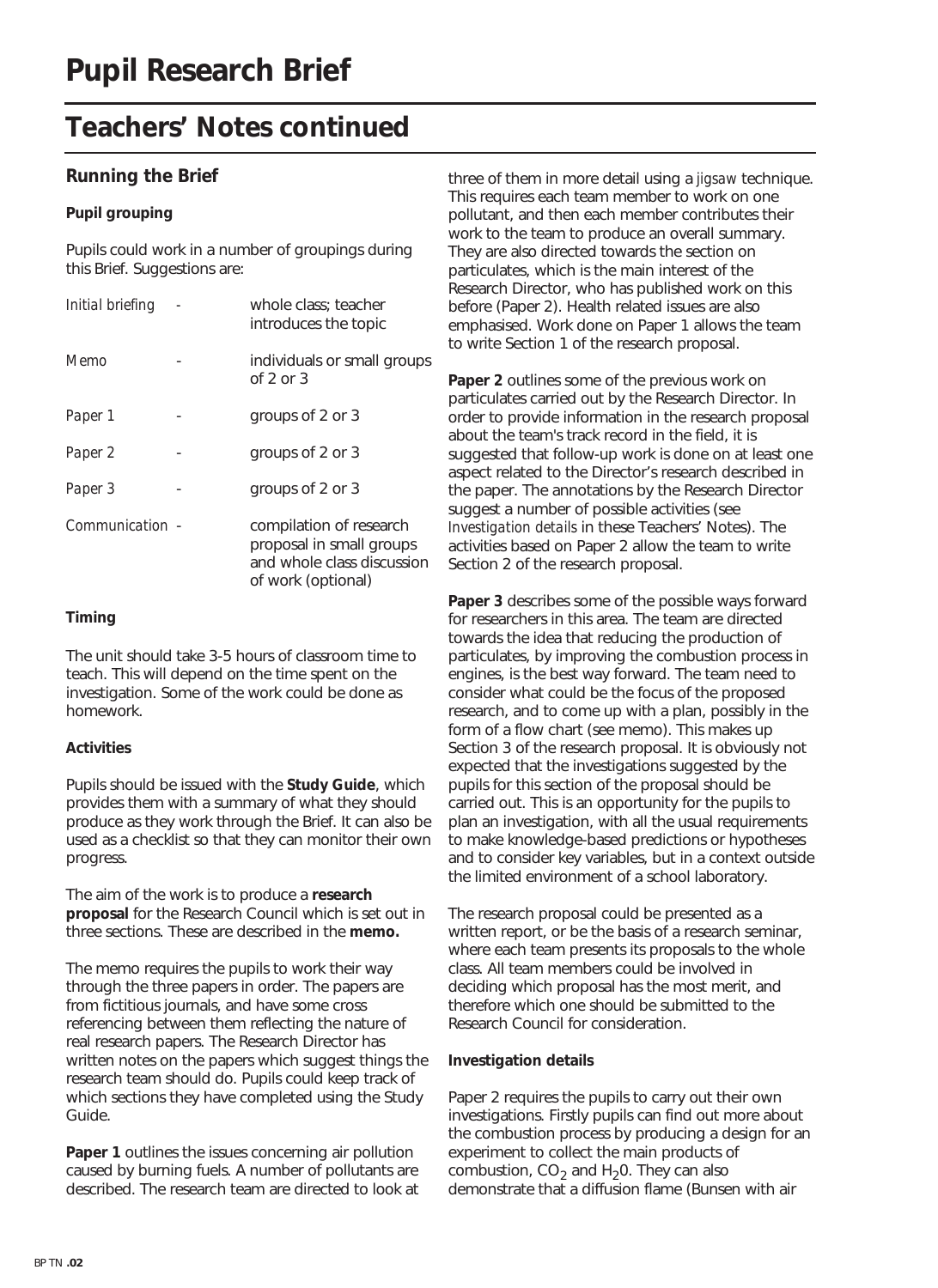# Pupil Research Brief

## Teachers' Notes continued

### Running the Brief

#### Pupil grouping

Pupils could work in a number of groupings during this Brief. Suggestions are:

| | | |
|---|---|---|
| *Initial briefing* | - | whole class; teacher introduces the topic |
| *Memo* | - | individuals or small groups of 2 or 3 |
| *Paper 1* | - | groups of 2 or 3 |
| *Paper 2* | - | groups of 2 or 3 |
| *Paper 3* | - | groups of 2 or 3 |
| *Communication* | - | compilation of research proposal in small groups and whole class discussion of work (optional) |

#### Timing

The unit should take 3-5 hours of classroom time to teach. This will depend on the time spent on the investigation. Some of the work could be done as homework.

#### Activities

Pupils should be issued with the **Study Guide**, which provides them with a summary of what they should produce as they work through the Brief. It can also be used as a checklist so that they can monitor their own progress.

The aim of the work is to produce a **research proposal** for the Research Council which is set out in three sections. These are described in the **memo.**

The memo requires the pupils to work their way through the three papers in order. The papers are from fictitious journals, and have some cross referencing between them reflecting the nature of real research papers. The Research Director has written notes on the papers which suggest things the research team should do. Pupils could keep track of which sections they have completed using the Study Guide.

**Paper 1** outlines the issues concerning air pollution caused by burning fuels. A number of pollutants are described. The research team are directed to look at three of them in more detail using a *jigsaw* technique. This requires each team member to work on one pollutant, and then each member contributes their work to the team to produce an overall summary. They are also directed towards the section on particulates, which is the main interest of the Research Director, who has published work on this before (Paper 2). Health related issues are also emphasised. Work done on Paper 1 allows the team to write Section 1 of the research proposal.

**Paper 2** outlines some of the previous work on particulates carried out by the Research Director. In order to provide information in the research proposal about the team's track record in the field, it is suggested that follow-up work is done on at least one aspect related to the Director's research described in the paper. The annotations by the Research Director suggest a number of possible activities (see *Investigation details* in these Teachers' Notes). The activities based on Paper 2 allow the team to write Section 2 of the research proposal.

**Paper 3** describes some of the possible ways forward for researchers in this area. The team are directed towards the idea that reducing the production of particulates, by improving the combustion process in engines, is the best way forward. The team need to consider what could be the focus of the proposed research, and to come up with a plan, possibly in the form of a flow chart (see memo). This makes up Section 3 of the research proposal. It is obviously not expected that the investigations suggested by the pupils for this section of the proposal should be carried out. This is an opportunity for the pupils to plan an investigation, with all the usual requirements to make knowledge-based predictions or hypotheses and to consider key variables, but in a context outside the limited environment of a school laboratory.

The research proposal could be presented as a written report, or be the basis of a research seminar, where each team presents its proposals to the whole class. All team members could be involved in deciding which proposal has the most merit, and therefore which one should be submitted to the Research Council for consideration.

#### Investigation details

Paper 2 requires the pupils to carry out their own investigations. Firstly pupils can find out more about the combustion process by producing a design for an experiment to collect the main products of combustion, $CO_2$ and $H_2O$. They can also demonstrate that a diffusion flame (Bunsen with air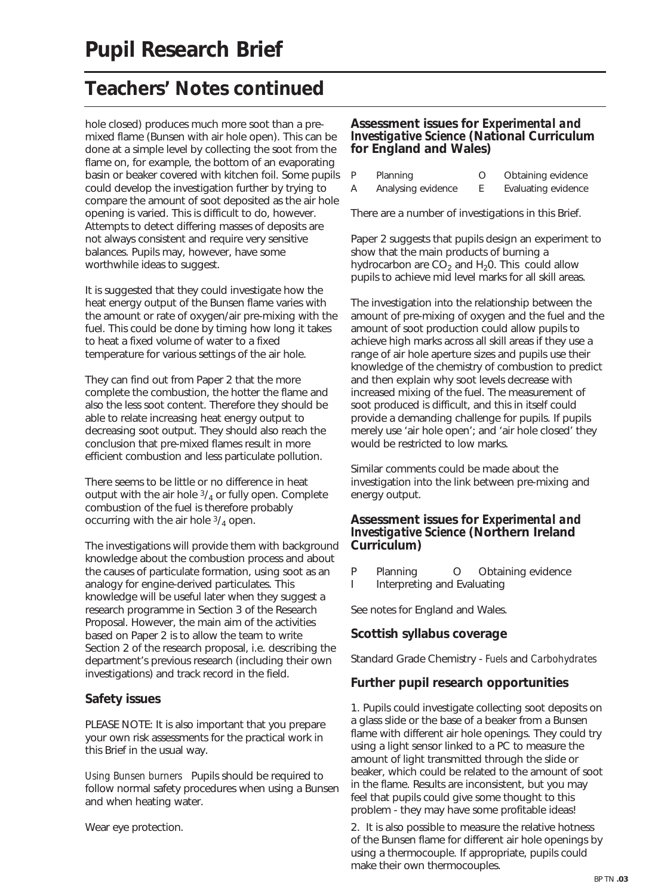# Pupil Research Brief

## Teachers' Notes continued

hole closed) produces much more soot than a pre-mixed flame (Bunsen with air hole open). This can be done at a simple level by collecting the soot from the flame on, for example, the bottom of an evaporating basin or beaker covered with kitchen foil. Some pupils could develop the investigation further by trying to compare the amount of soot deposited as the air hole opening is varied. This is difficult to do, however. Attempts to detect differing masses of deposits are not always consistent and require very sensitive balances. Pupils may, however, have some worthwhile ideas to suggest.

It is suggested that they could investigate how the heat energy output of the Bunsen flame varies with the amount or rate of oxygen/air pre-mixing with the fuel. This could be done by timing how long it takes to heat a fixed volume of water to a fixed temperature for various settings of the air hole.

They can find out from Paper 2 that the more complete the combustion, the hotter the flame and also the less soot content. Therefore they should be able to relate increasing heat energy output to decreasing soot output. They should also reach the conclusion that pre-mixed flames result in more efficient combustion and less particulate pollution.

There seems to be little or no difference in heat output with the air hole $^3/_4$ or fully open. Complete combustion of the fuel is therefore probably occurring with the air hole $^3/_4$ open.

The investigations will provide them with background knowledge about the combustion process and about the causes of particulate formation, using soot as an analogy for engine-derived particulates. This knowledge will be useful later when they suggest a research programme in Section 3 of the Research Proposal. However, the main aim of the activities based on Paper 2 is to allow the team to write Section 2 of the research proposal, i.e. describing the department's previous research (including their own investigations) and track record in the field.

### Safety issues

PLEASE NOTE: It is also important that you prepare your own risk assessments for the practical work in this Brief in the usual way.

*Using Bunsen burners* Pupils should be required to follow normal safety procedures when using a Bunsen and when heating water.

Wear eye protection.

### Assessment issues for *Experimental and Investigative Science* (National Curriculum for England and Wales)

| | | | |
|---|---|---|---|
| P | Planning | O | Obtaining evidence |
| A | Analysing evidence | E | Evaluating evidence |

There are a number of investigations in this Brief.

Paper 2 suggests that pupils design an experiment to show that the main products of burning a hydrocarbon are $CO_2$ and $H_20$. This could allow pupils to achieve mid level marks for all skill areas.

The investigation into the relationship between the amount of pre-mixing of oxygen and the fuel and the amount of soot production could allow pupils to achieve high marks across all skill areas if they use a range of air hole aperture sizes and pupils use their knowledge of the chemistry of combustion to predict and then explain why soot levels decrease with increased mixing of the fuel. The measurement of soot produced is difficult, and this in itself could provide a demanding challenge for pupils. If pupils merely use 'air hole open'; and 'air hole closed' they would be restricted to low marks.

Similar comments could be made about the investigation into the link between pre-mixing and energy output.

### Assessment issues for *Experimental and Investigative Science* (Northern Ireland Curriculum)

P Planning O Obtaining evidence
I Interpreting and Evaluating

See notes for England and Wales.

### Scottish syllabus coverage

Standard Grade Chemistry - *Fuels* and *Carbohydrates*

### Further pupil research opportunities

1. Pupils could investigate collecting soot deposits on a glass slide or the base of a beaker from a Bunsen flame with different air hole openings. They could try using a light sensor linked to a PC to measure the amount of light transmitted through the slide or beaker, which could be related to the amount of soot in the flame. Results are inconsistent, but you may feel that pupils could give some thought to this problem - they may have some profitable ideas!

2. It is also possible to measure the relative hotness of the Bunsen flame for different air hole openings by using a thermocouple. If appropriate, pupils could make their own thermocouples.